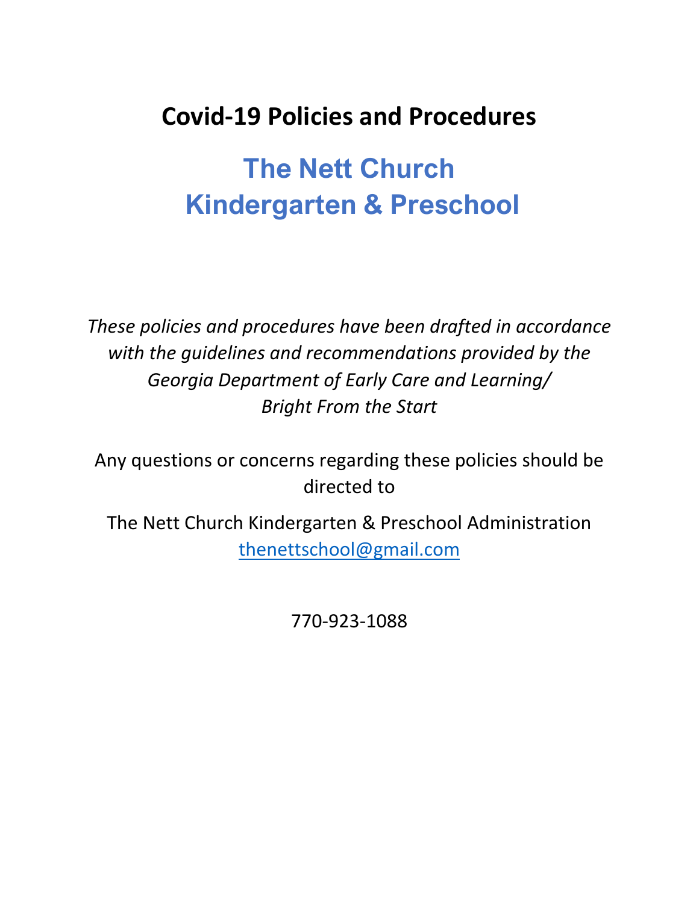# Covid-19 Policies and Procedures

## The Nett Church Kindergarten & Preschool

*These policies and procedures have been drafted in accordance with the guidelines and recommendations provided by the Georgia Department of Early Care and Learning/ Bright From the Start*

Any questions or concerns regarding these policies should be directed to

The Nett Church Kindergarten & Preschool Administration
thenettschool@gmail.com

770-923-1088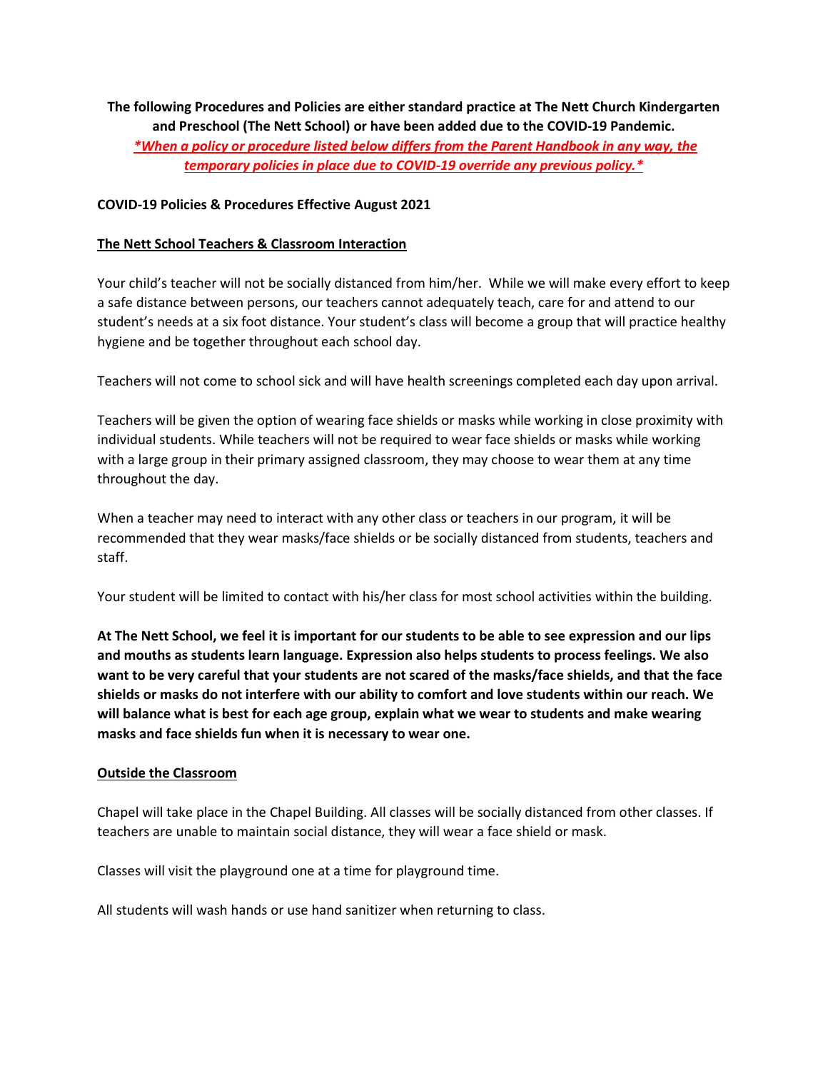**The following Procedures and Policies are either standard practice at The Nett Church Kindergarten and Preschool (The Nett School) or have been added due to the COVID-19 Pandemic.**

***\*When a policy or procedure listed below differs from the Parent Handbook in any way, the temporary policies in place due to COVID-19 override any previous policy.\****

**COVID-19 Policies & Procedures Effective August 2021**

**The Nett School Teachers & Classroom Interaction**

Your child's teacher will not be socially distanced from him/her. While we will make every effort to keep a safe distance between persons, our teachers cannot adequately teach, care for and attend to our student's needs at a six foot distance. Your student's class will become a group that will practice healthy hygiene and be together throughout each school day.

Teachers will not come to school sick and will have health screenings completed each day upon arrival.

Teachers will be given the option of wearing face shields or masks while working in close proximity with individual students. While teachers will not be required to wear face shields or masks while working with a large group in their primary assigned classroom, they may choose to wear them at any time throughout the day.

When a teacher may need to interact with any other class or teachers in our program, it will be recommended that they wear masks/face shields or be socially distanced from students, teachers and staff.

Your student will be limited to contact with his/her class for most school activities within the building.

**At The Nett School, we feel it is important for our students to be able to see expression and our lips and mouths as students learn language. Expression also helps students to process feelings. We also want to be very careful that your students are not scared of the masks/face shields, and that the face shields or masks do not interfere with our ability to comfort and love students within our reach. We will balance what is best for each age group, explain what we wear to students and make wearing masks and face shields fun when it is necessary to wear one.**

**Outside the Classroom**

Chapel will take place in the Chapel Building. All classes will be socially distanced from other classes. If teachers are unable to maintain social distance, they will wear a face shield or mask.

Classes will visit the playground one at a time for playground time.

All students will wash hands or use hand sanitizer when returning to class.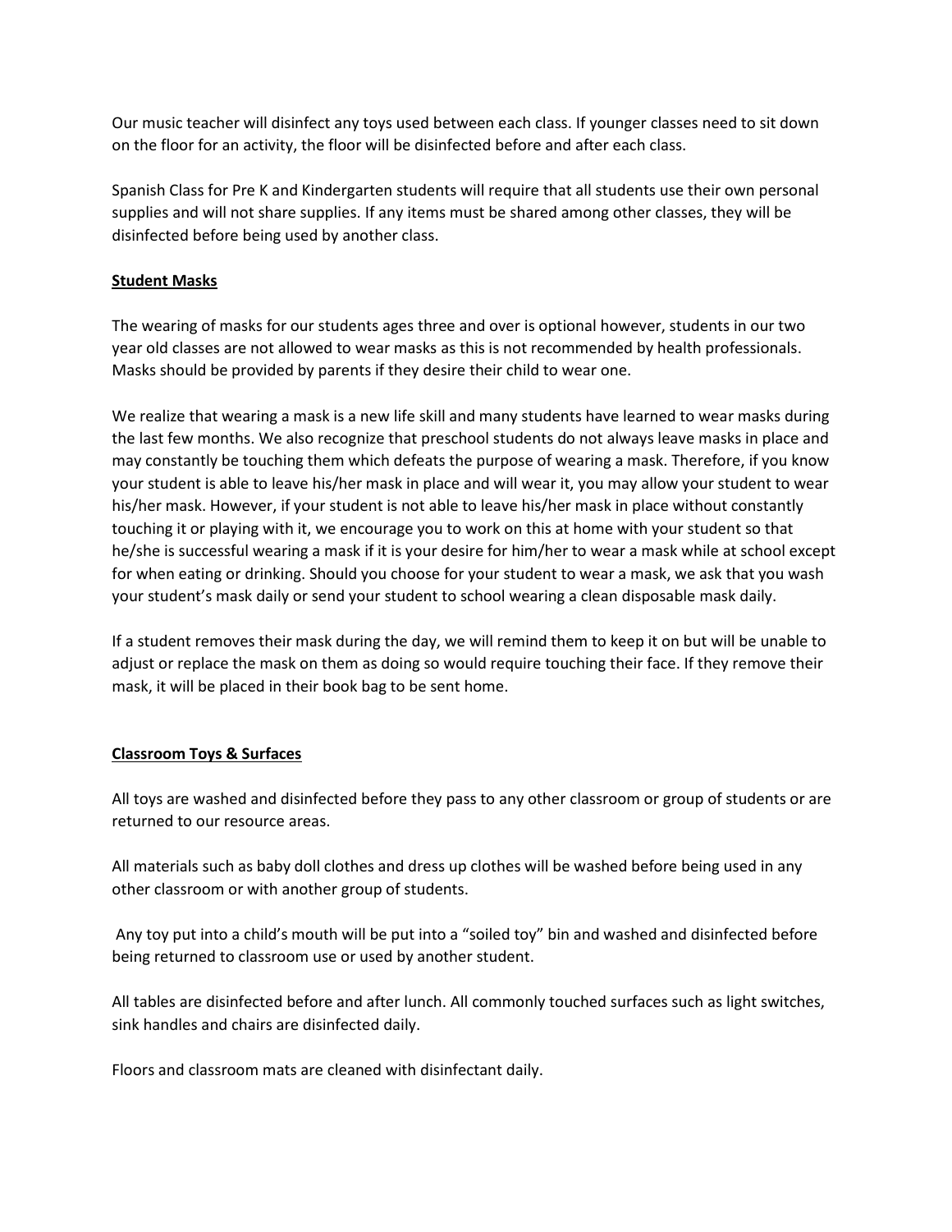Our music teacher will disinfect any toys used between each class. If younger classes need to sit down on the floor for an activity, the floor will be disinfected before and after each class.

Spanish Class for Pre K and Kindergarten students will require that all students use their own personal supplies and will not share supplies. If any items must be shared among other classes, they will be disinfected before being used by another class.

**Student Masks**

The wearing of masks for our students ages three and over is optional however, students in our two year old classes are not allowed to wear masks as this is not recommended by health professionals. Masks should be provided by parents if they desire their child to wear one.

We realize that wearing a mask is a new life skill and many students have learned to wear masks during the last few months. We also recognize that preschool students do not always leave masks in place and may constantly be touching them which defeats the purpose of wearing a mask. Therefore, if you know your student is able to leave his/her mask in place and will wear it, you may allow your student to wear his/her mask. However, if your student is not able to leave his/her mask in place without constantly touching it or playing with it, we encourage you to work on this at home with your student so that he/she is successful wearing a mask if it is your desire for him/her to wear a mask while at school except for when eating or drinking. Should you choose for your student to wear a mask, we ask that you wash your student's mask daily or send your student to school wearing a clean disposable mask daily.

If a student removes their mask during the day, we will remind them to keep it on but will be unable to adjust or replace the mask on them as doing so would require touching their face. If they remove their mask, it will be placed in their book bag to be sent home.

**Classroom Toys & Surfaces**

All toys are washed and disinfected before they pass to any other classroom or group of students or are returned to our resource areas.

All materials such as baby doll clothes and dress up clothes will be washed before being used in any other classroom or with another group of students.

Any toy put into a child's mouth will be put into a "soiled toy" bin and washed and disinfected before being returned to classroom use or used by another student.

All tables are disinfected before and after lunch. All commonly touched surfaces such as light switches, sink handles and chairs are disinfected daily.

Floors and classroom mats are cleaned with disinfectant daily.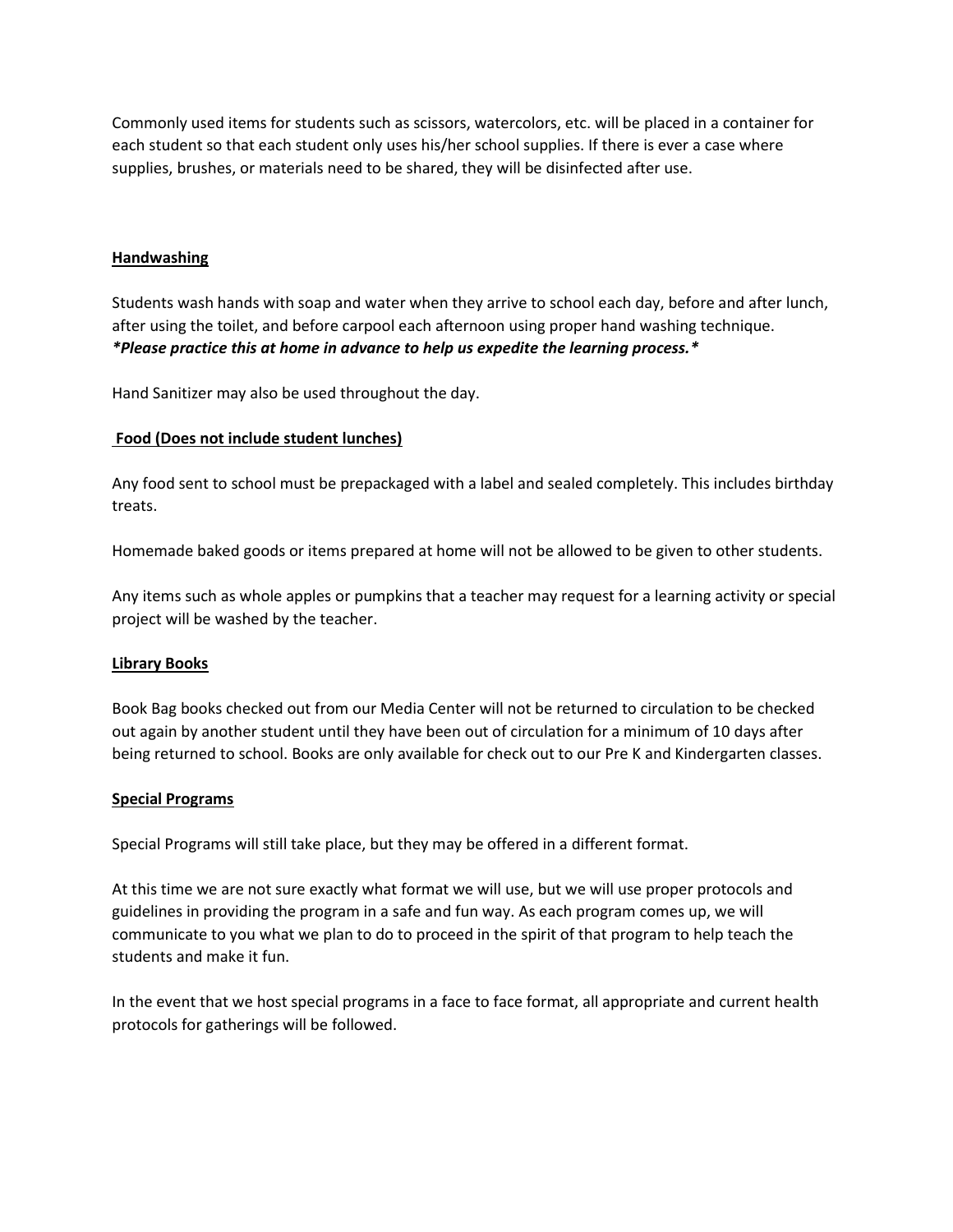Commonly used items for students such as scissors, watercolors, etc. will be placed in a container for each student so that each student only uses his/her school supplies. If there is ever a case where supplies, brushes, or materials need to be shared, they will be disinfected after use.

### Handwashing

Students wash hands with soap and water when they arrive to school each day, before and after lunch, after using the toilet, and before carpool each afternoon using proper hand washing technique. ***Please practice this at home in advance to help us expedite the learning process.***

Hand Sanitizer may also be used throughout the day.

### Food (Does not include student lunches)

Any food sent to school must be prepackaged with a label and sealed completely. This includes birthday treats.

Homemade baked goods or items prepared at home will not be allowed to be given to other students.

Any items such as whole apples or pumpkins that a teacher may request for a learning activity or special project will be washed by the teacher.

### Library Books

Book Bag books checked out from our Media Center will not be returned to circulation to be checked out again by another student until they have been out of circulation for a minimum of 10 days after being returned to school. Books are only available for check out to our Pre K and Kindergarten classes.

### Special Programs

Special Programs will still take place, but they may be offered in a different format.

At this time we are not sure exactly what format we will use, but we will use proper protocols and guidelines in providing the program in a safe and fun way. As each program comes up, we will communicate to you what we plan to do to proceed in the spirit of that program to help teach the students and make it fun.

In the event that we host special programs in a face to face format, all appropriate and current health protocols for gatherings will be followed.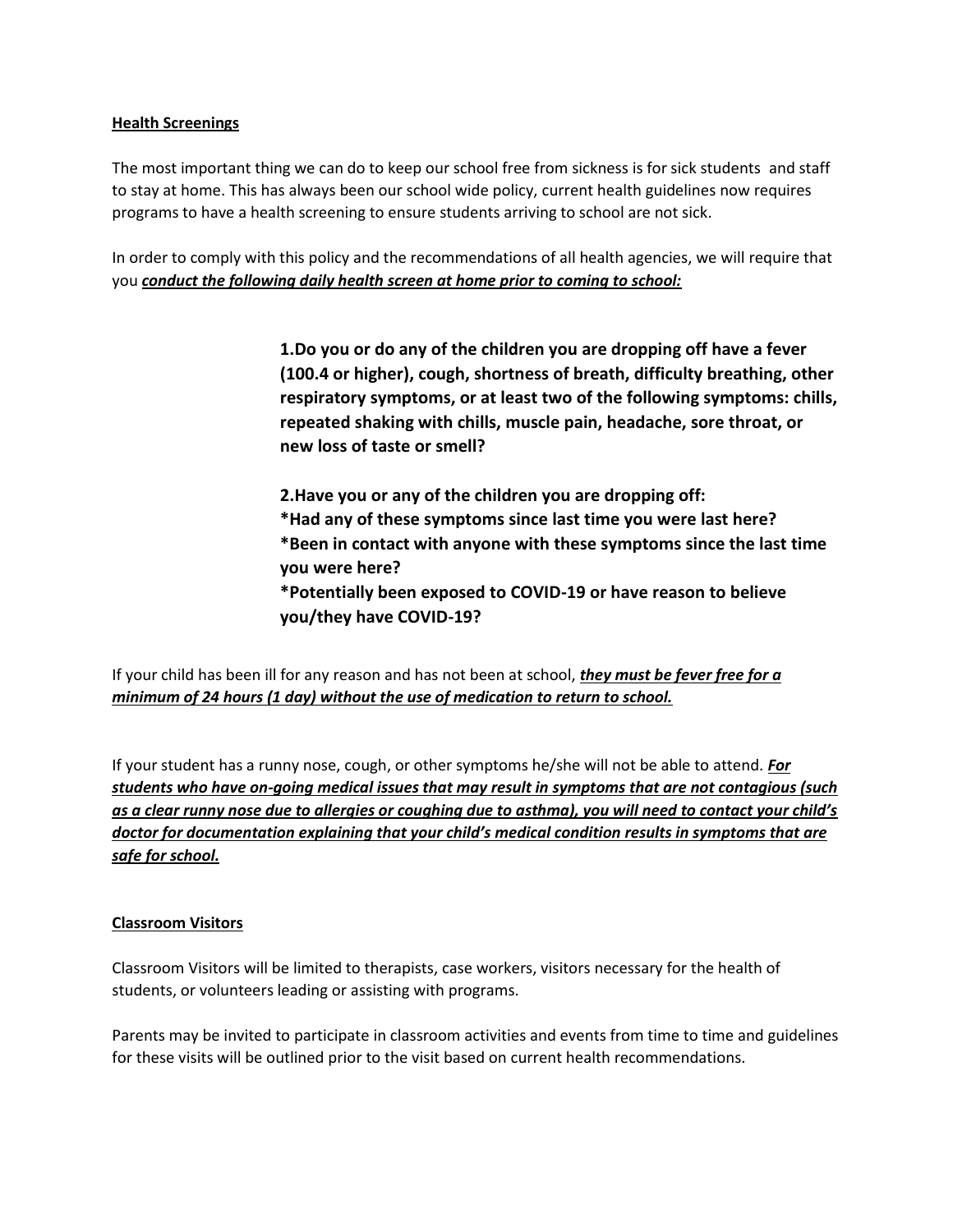## Health Screenings

The most important thing we can do to keep our school free from sickness is for sick students and staff to stay at home. This has always been our school wide policy, current health guidelines now requires programs to have a health screening to ensure students arriving to school are not sick.

In order to comply with this policy and the recommendations of all health agencies, we will require that you ***conduct the following daily health screen at home prior to coming to school:***

> **1.Do you or do any of the children you are dropping off have a fever (100.4 or higher), cough, shortness of breath, difficulty breathing, other respiratory symptoms, or at least two of the following symptoms: chills, repeated shaking with chills, muscle pain, headache, sore throat, or new loss of taste or smell?**
>
> **2.Have you or any of the children you are dropping off:**
> **\*Had any of these symptoms since last time you were last here?**
> **\*Been in contact with anyone with these symptoms since the last time you were here?**
> **\*Potentially been exposed to COVID-19 or have reason to believe you/they have COVID-19?**

If your child has been ill for any reason and has not been at school, ***they must be fever free for a minimum of 24 hours (1 day) without the use of medication to return to school.***

If your student has a runny nose, cough, or other symptoms he/she will not be able to attend. ***For students who have on-going medical issues that may result in symptoms that are not contagious (such as a clear runny nose due to allergies or coughing due to asthma), you will need to contact your child's doctor for documentation explaining that your child's medical condition results in symptoms that are safe for school.***

## Classroom Visitors

Classroom Visitors will be limited to therapists, case workers, visitors necessary for the health of students, or volunteers leading or assisting with programs.

Parents may be invited to participate in classroom activities and events from time to time and guidelines for these visits will be outlined prior to the visit based on current health recommendations.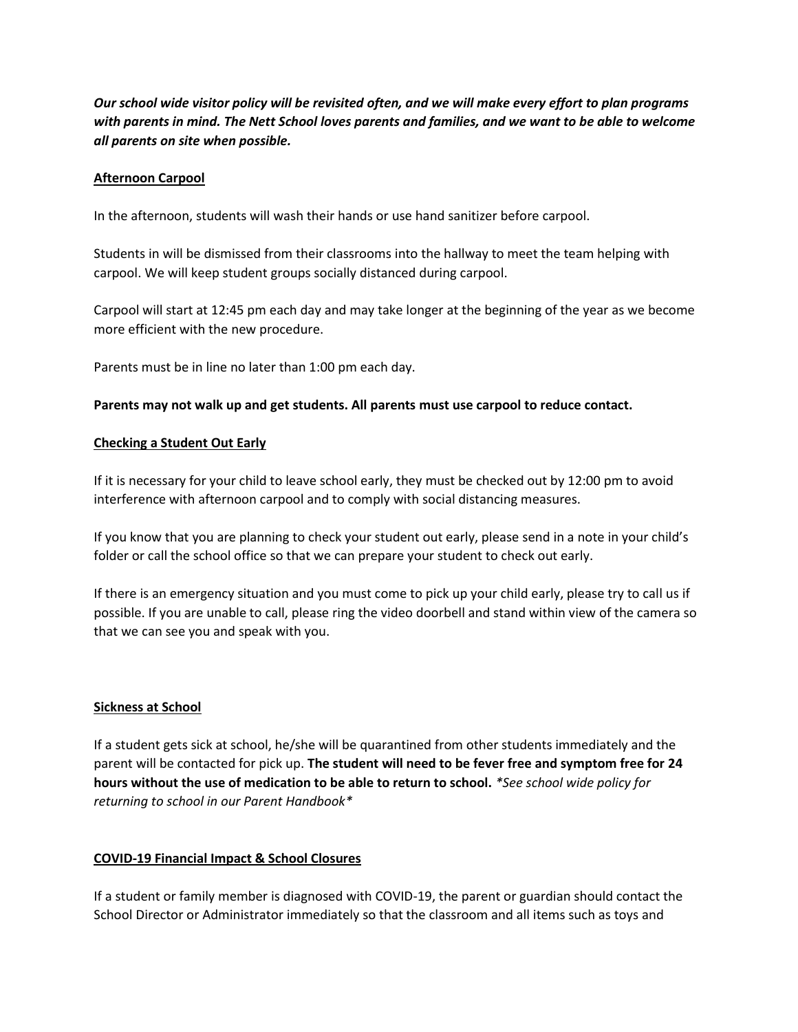***Our school wide visitor policy will be revisited often, and we will make every effort to plan programs with parents in mind. The Nett School loves parents and families, and we want to be able to welcome all parents on site when possible.***

**Afternoon Carpool**

In the afternoon, students will wash their hands or use hand sanitizer before carpool.

Students in will be dismissed from their classrooms into the hallway to meet the team helping with carpool. We will keep student groups socially distanced during carpool.

Carpool will start at 12:45 pm each day and may take longer at the beginning of the year as we become more efficient with the new procedure.

Parents must be in line no later than 1:00 pm each day.

**Parents may not walk up and get students. All parents must use carpool to reduce contact.**

**Checking a Student Out Early**

If it is necessary for your child to leave school early, they must be checked out by 12:00 pm to avoid interference with afternoon carpool and to comply with social distancing measures.

If you know that you are planning to check your student out early, please send in a note in your child's folder or call the school office so that we can prepare your student to check out early.

If there is an emergency situation and you must come to pick up your child early, please try to call us if possible. If you are unable to call, please ring the video doorbell and stand within view of the camera so that we can see you and speak with you.

**Sickness at School**

If a student gets sick at school, he/she will be quarantined from other students immediately and the parent will be contacted for pick up. **The student will need to be fever free and symptom free for 24 hours without the use of medication to be able to return to school.** **See school wide policy for returning to school in our Parent Handbook**

**COVID-19 Financial Impact & School Closures**

If a student or family member is diagnosed with COVID-19, the parent or guardian should contact the School Director or Administrator immediately so that the classroom and all items such as toys and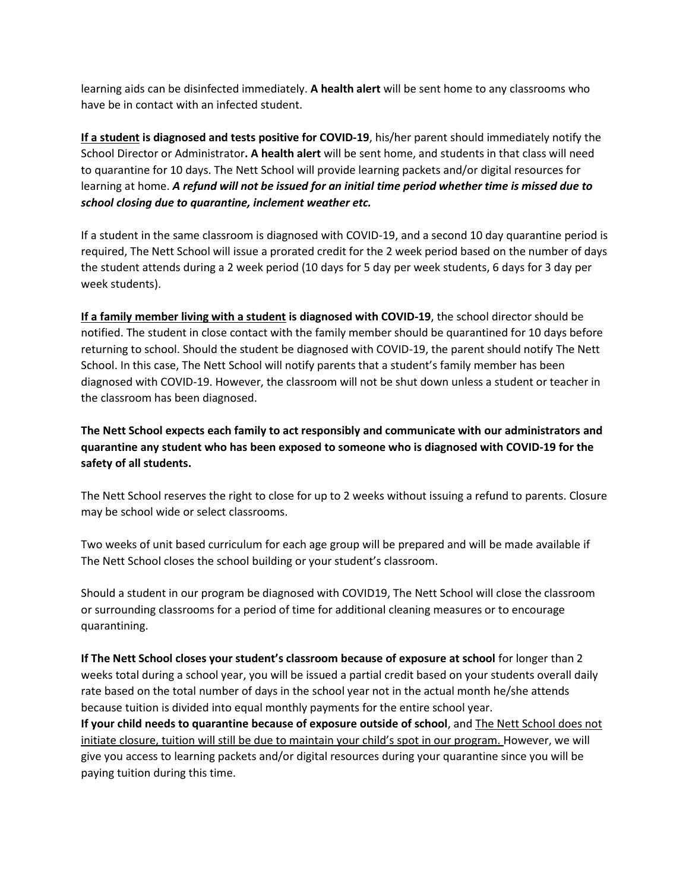learning aids can be disinfected immediately. **A health alert** will be sent home to any classrooms who have be in contact with an infected student.

<u>**If a student**</u> **is diagnosed and tests positive for COVID-19**, his/her parent should immediately notify the School Director or Administrator**. A health alert** will be sent home, and students in that class will need to quarantine for 10 days. The Nett School will provide learning packets and/or digital resources for learning at home. ***A refund will not be issued for an initial time period whether time is missed due to school closing due to quarantine, inclement weather etc.***

If a student in the same classroom is diagnosed with COVID-19, and a second 10 day quarantine period is required, The Nett School will issue a prorated credit for the 2 week period based on the number of days the student attends during a 2 week period (10 days for 5 day per week students, 6 days for 3 day per week students).

<u>**If a family member living with a student**</u> **is diagnosed with COVID-19**, the school director should be notified. The student in close contact with the family member should be quarantined for 10 days before returning to school. Should the student be diagnosed with COVID-19, the parent should notify The Nett School. In this case, The Nett School will notify parents that a student's family member has been diagnosed with COVID-19. However, the classroom will not be shut down unless a student or teacher in the classroom has been diagnosed.

**The Nett School expects each family to act responsibly and communicate with our administrators and quarantine any student who has been exposed to someone who is diagnosed with COVID-19 for the safety of all students.**

The Nett School reserves the right to close for up to 2 weeks without issuing a refund to parents. Closure may be school wide or select classrooms.

Two weeks of unit based curriculum for each age group will be prepared and will be made available if The Nett School closes the school building or your student's classroom.

Should a student in our program be diagnosed with COVID19, The Nett School will close the classroom or surrounding classrooms for a period of time for additional cleaning measures or to encourage quarantining.

**If The Nett School closes your student's classroom because of exposure at school** for longer than 2 weeks total during a school year, you will be issued a partial credit based on your students overall daily rate based on the total number of days in the school year not in the actual month he/she attends because tuition is divided into equal monthly payments for the entire school year.
**If your child needs to quarantine because of exposure outside of school**, and <u>The Nett School does not initiate closure, tuition will still be due to maintain your child's spot in our program.</u> However, we will give you access to learning packets and/or digital resources during your quarantine since you will be paying tuition during this time.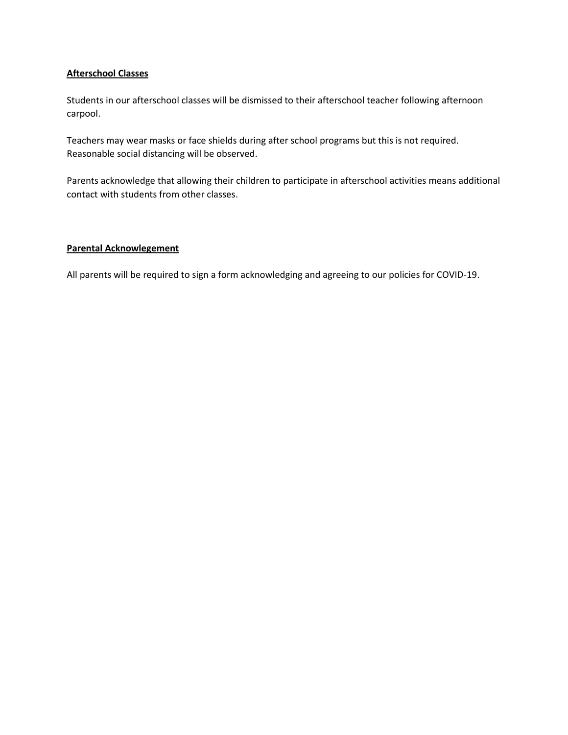**Afterschool Classes**

Students in our afterschool classes will be dismissed to their afterschool teacher following afternoon carpool.

Teachers may wear masks or face shields during after school programs but this is not required. Reasonable social distancing will be observed.

Parents acknowledge that allowing their children to participate in afterschool activities means additional contact with students from other classes.

**Parental Acknowlegement**

All parents will be required to sign a form acknowledging and agreeing to our policies for COVID-19.